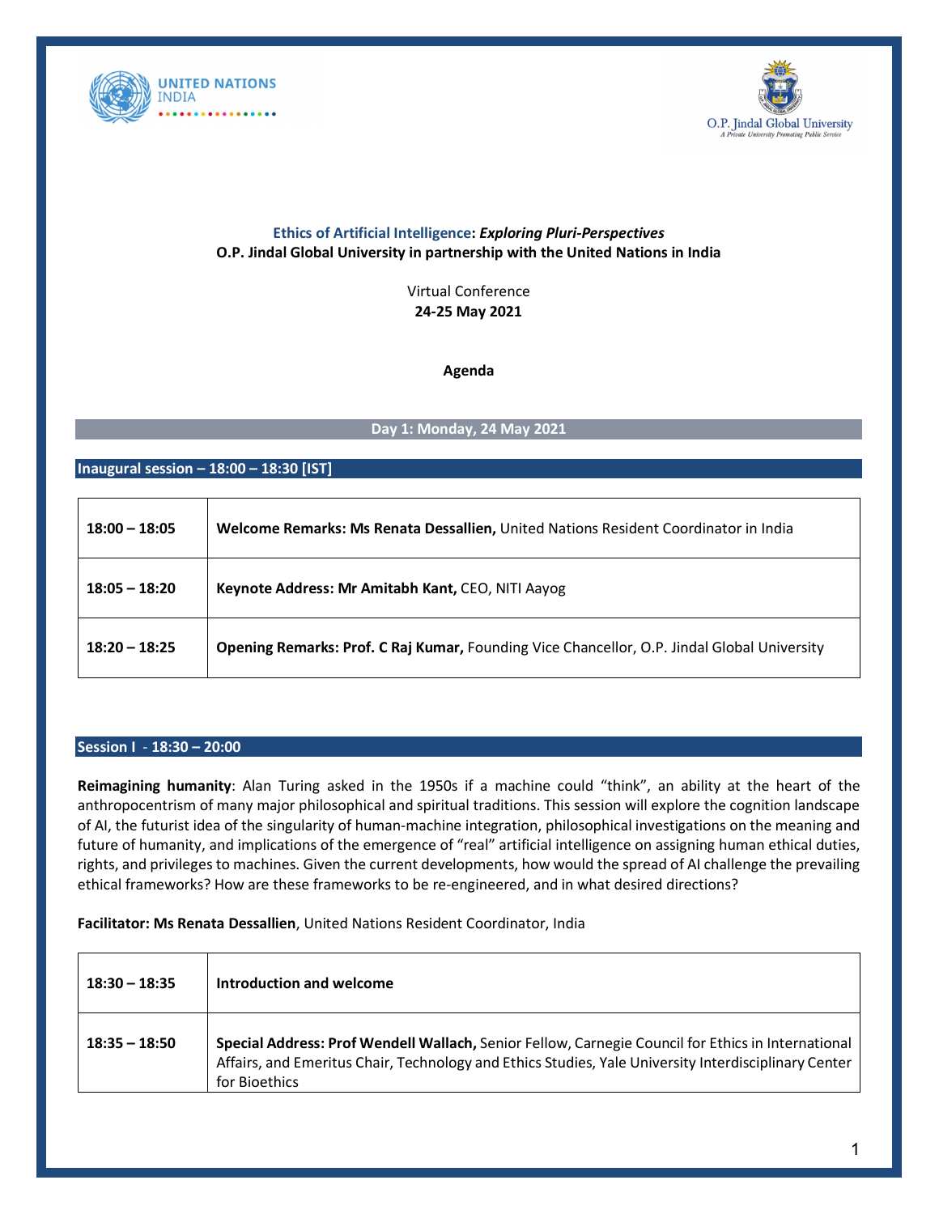**Ethics of Artificial Intelligence**: ***Exploring Pluri-Perspectives***
**O.P. Jindal Global University in partnership with the United Nations in India**

Virtual Conference
**24-25 May 2021**

## Agenda

### Day 1: Monday, 24 May 2021

#### Inaugural session – 18:00 – 18:30 [IST]

| | |
|---|---|
| **18:00 – 18:05** | **Welcome Remarks: Ms Renata Dessallien,** United Nations Resident Coordinator in India |
| **18:05 – 18:20** | **Keynote Address: Mr Amitabh Kant,** CEO, NITI Aayog |
| **18:20 – 18:25** | **Opening Remarks: Prof. C Raj Kumar,** Founding Vice Chancellor, O.P. Jindal Global University |

#### Session I - 18:30 – 20:00

**Reimagining humanity**: Alan Turing asked in the 1950s if a machine could "think", an ability at the heart of the anthropocentrism of many major philosophical and spiritual traditions. This session will explore the cognition landscape of AI, the futurist idea of the singularity of human-machine integration, philosophical investigations on the meaning and future of humanity, and implications of the emergence of "real" artificial intelligence on assigning human ethical duties, rights, and privileges to machines. Given the current developments, how would the spread of AI challenge the prevailing ethical frameworks? How are these frameworks to be re-engineered, and in what desired directions?

**Facilitator: Ms Renata Dessallien**, United Nations Resident Coordinator, India

| | |
|---|---|
| **18:30 – 18:35** | **Introduction and welcome** |
| **18:35 – 18:50** | **Special Address: Prof Wendell Wallach,** Senior Fellow, Carnegie Council for Ethics in International Affairs, and Emeritus Chair, Technology and Ethics Studies, Yale University Interdisciplinary Center for Bioethics |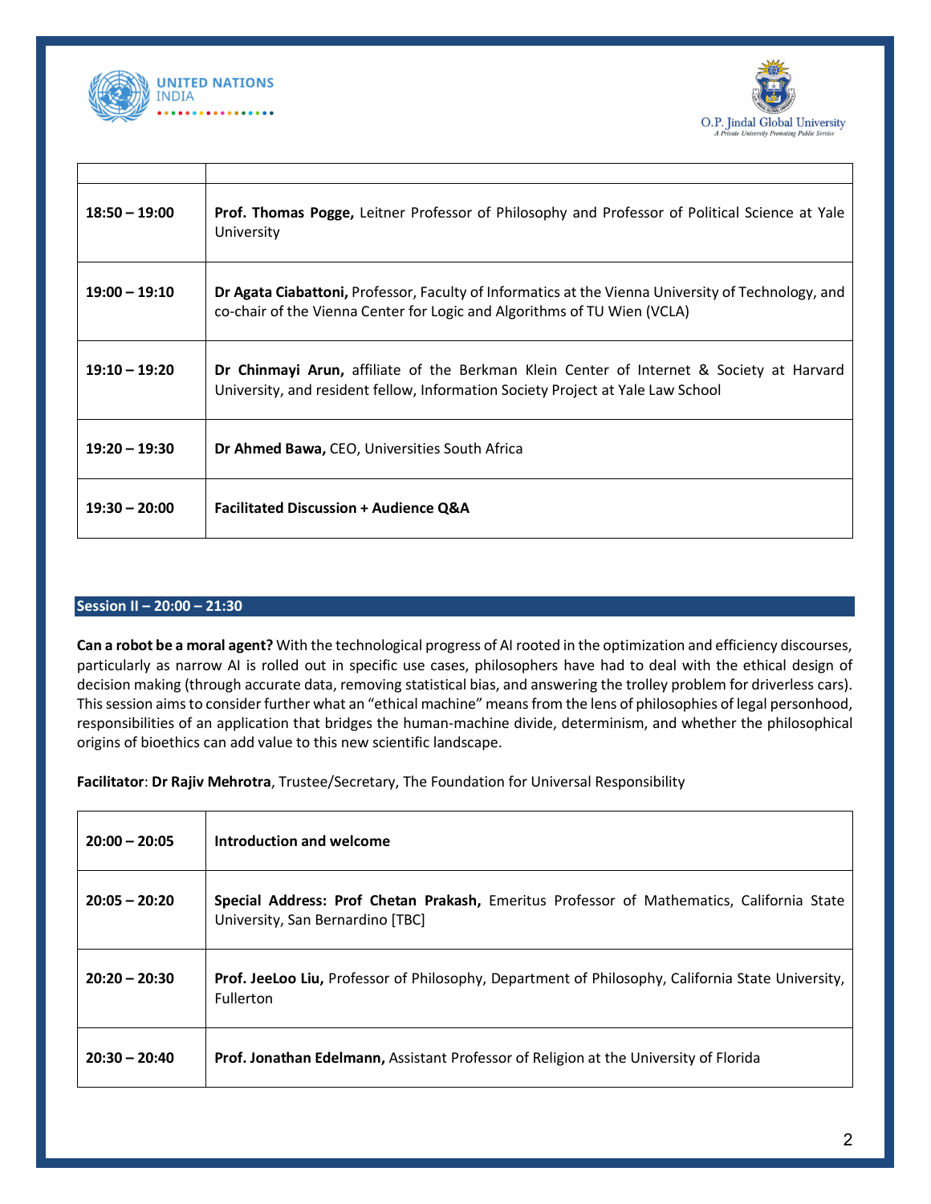| | |
|---|---|
| **18:50 – 19:00** | **Prof. Thomas Pogge,** Leitner Professor of Philosophy and Professor of Political Science at Yale University |
| **19:00 – 19:10** | **Dr Agata Ciabattoni,** Professor, Faculty of Informatics at the Vienna University of Technology, and co-chair of the Vienna Center for Logic and Algorithms of TU Wien (VCLA) |
| **19:10 – 19:20** | **Dr Chinmayi Arun,** affiliate of the Berkman Klein Center of Internet & Society at Harvard University, and resident fellow, Information Society Project at Yale Law School |
| **19:20 – 19:30** | **Dr Ahmed Bawa,** CEO, Universities South Africa |
| **19:30 – 20:00** | **Facilitated Discussion + Audience Q&A** |

## Session II – 20:00 – 21:30

**Can a robot be a moral agent?** With the technological progress of AI rooted in the optimization and efficiency discourses, particularly as narrow AI is rolled out in specific use cases, philosophers have had to deal with the ethical design of decision making (through accurate data, removing statistical bias, and answering the trolley problem for driverless cars). This session aims to consider further what an "ethical machine" means from the lens of philosophies of legal personhood, responsibilities of an application that bridges the human-machine divide, determinism, and whether the philosophical origins of bioethics can add value to this new scientific landscape.

**Facilitator**: **Dr Rajiv Mehrotra**, Trustee/Secretary, The Foundation for Universal Responsibility

| | |
|---|---|
| **20:00 – 20:05** | **Introduction and welcome** |
| **20:05 – 20:20** | **Special Address: Prof Chetan Prakash,** Emeritus Professor of Mathematics, California State University, San Bernardino [TBC] |
| **20:20 – 20:30** | **Prof. JeeLoo Liu,** Professor of Philosophy, Department of Philosophy, California State University, Fullerton |
| **20:30 – 20:40** | **Prof. Jonathan Edelmann,** Assistant Professor of Religion at the University of Florida |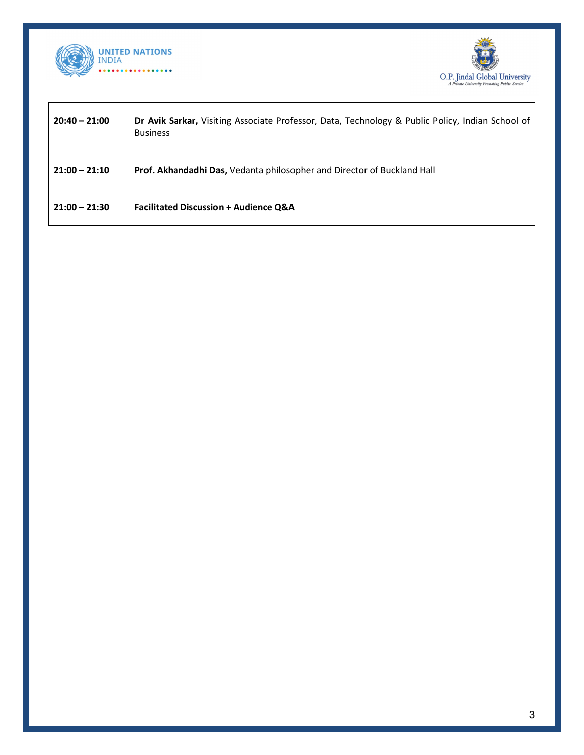| | |
|---|---|
| **20:40 – 21:00** | **Dr Avik Sarkar,** Visiting Associate Professor, Data, Technology & Public Policy, Indian School of Business |
| **21:00 – 21:10** | **Prof. Akhandadhi Das,** Vedanta philosopher and Director of Buckland Hall |
| **21:00 – 21:30** | **Facilitated Discussion + Audience Q&A** |